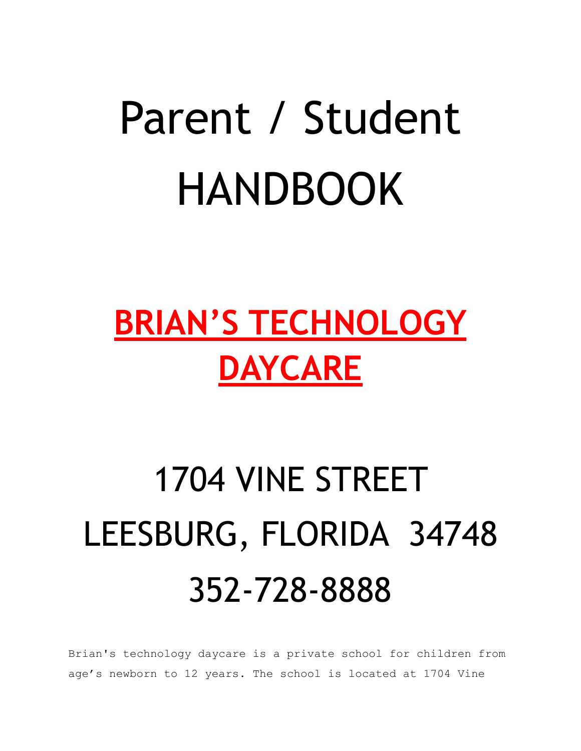# Parent / Student HANDBOOK

## **BRIAN'S TECHNOLOGY DAYCARE**

1704 VINE STREET
LEESBURG, FLORIDA 34748
352-728-8888

Brian's technology daycare is a private school for children from age's newborn to 12 years. The school is located at 1704 Vine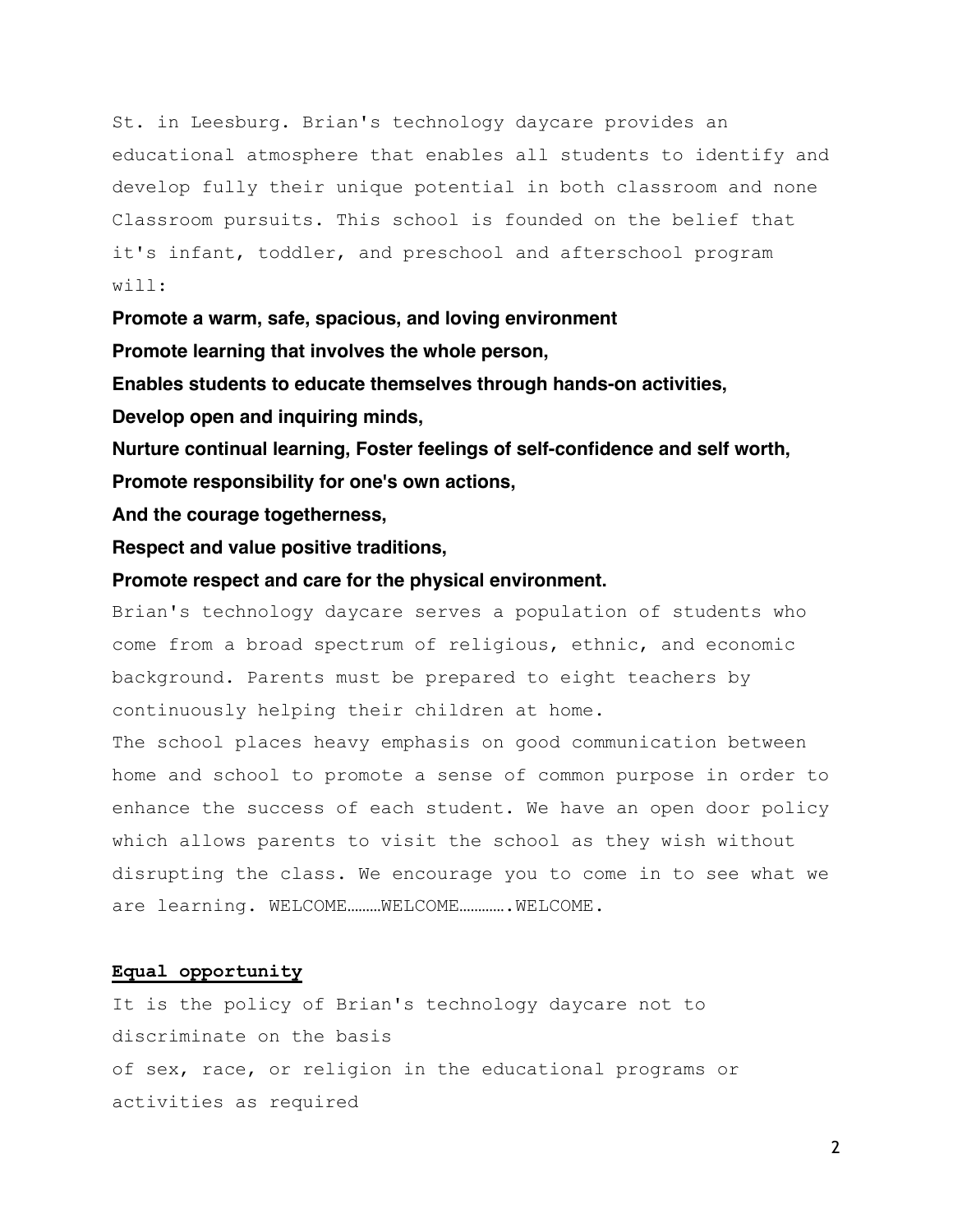St. in Leesburg. Brian's technology daycare provides an educational atmosphere that enables all students to identify and develop fully their unique potential in both classroom and none Classroom pursuits. This school is founded on the belief that it's infant, toddler, and preschool and afterschool program will:

**Promote a warm, safe, spacious, and loving environment**

**Promote learning that involves the whole person,**

**Enables students to educate themselves through hands-on activities,**

**Develop open and inquiring minds,**

**Nurture continual learning, Foster feelings of self-confidence and self worth,**

**Promote responsibility for one's own actions,**

**And the courage togetherness,**

**Respect and value positive traditions,**

**Promote respect and care for the physical environment.**

Brian's technology daycare serves a population of students who come from a broad spectrum of religious, ethnic, and economic background. Parents must be prepared to eight teachers by continuously helping their children at home.

The school places heavy emphasis on good communication between home and school to promote a sense of common purpose in order to enhance the success of each student. We have an open door policy which allows parents to visit the school as they wish without disrupting the class. We encourage you to come in to see what we are learning. WELCOME………WELCOME………….WELCOME.

## Equal opportunity

It is the policy of Brian's technology daycare not to discriminate on the basis of sex, race, or religion in the educational programs or activities as required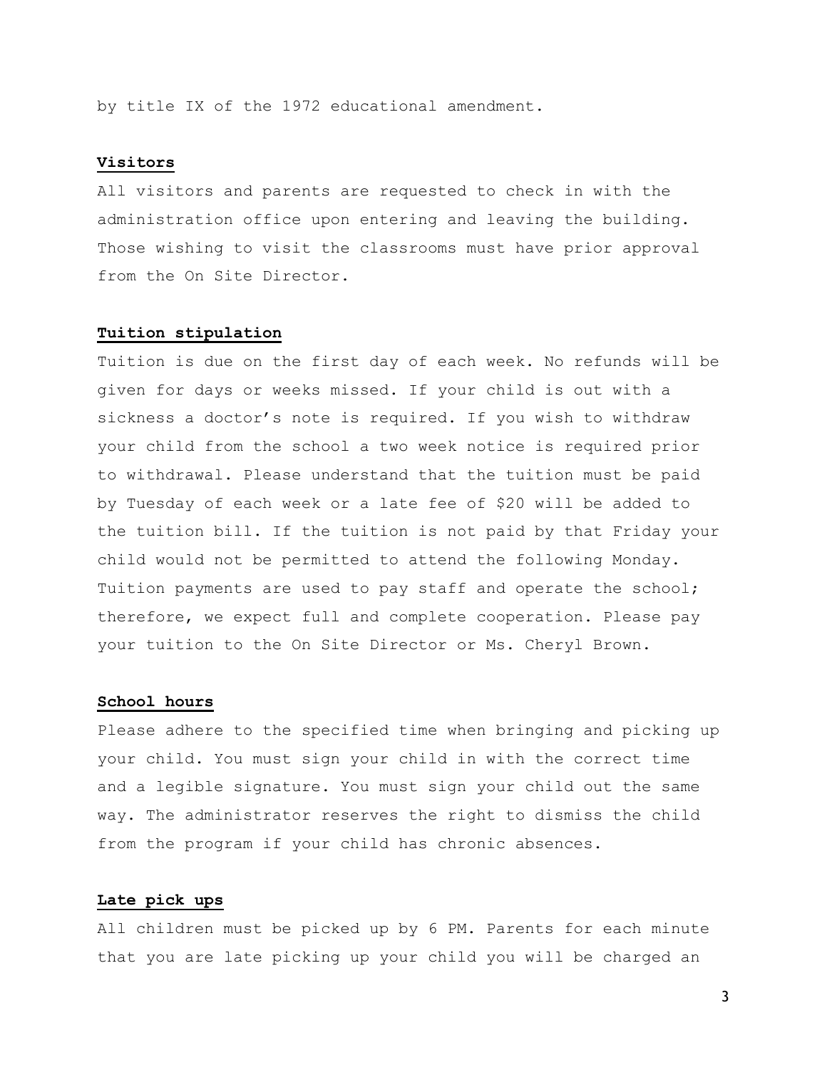by title IX of the 1972 educational amendment.

**Visitors**

All visitors and parents are requested to check in with the administration office upon entering and leaving the building. Those wishing to visit the classrooms must have prior approval from the On Site Director.

**Tuition stipulation**

Tuition is due on the first day of each week. No refunds will be given for days or weeks missed. If your child is out with a sickness a doctor's note is required. If you wish to withdraw your child from the school a two week notice is required prior to withdrawal. Please understand that the tuition must be paid by Tuesday of each week or a late fee of $20 will be added to the tuition bill. If the tuition is not paid by that Friday your child would not be permitted to attend the following Monday. Tuition payments are used to pay staff and operate the school; therefore, we expect full and complete cooperation. Please pay your tuition to the On Site Director or Ms. Cheryl Brown.

**School hours**

Please adhere to the specified time when bringing and picking up your child. You must sign your child in with the correct time and a legible signature. You must sign your child out the same way. The administrator reserves the right to dismiss the child from the program if your child has chronic absences.

**Late pick ups**

All children must be picked up by 6 PM. Parents for each minute that you are late picking up your child you will be charged an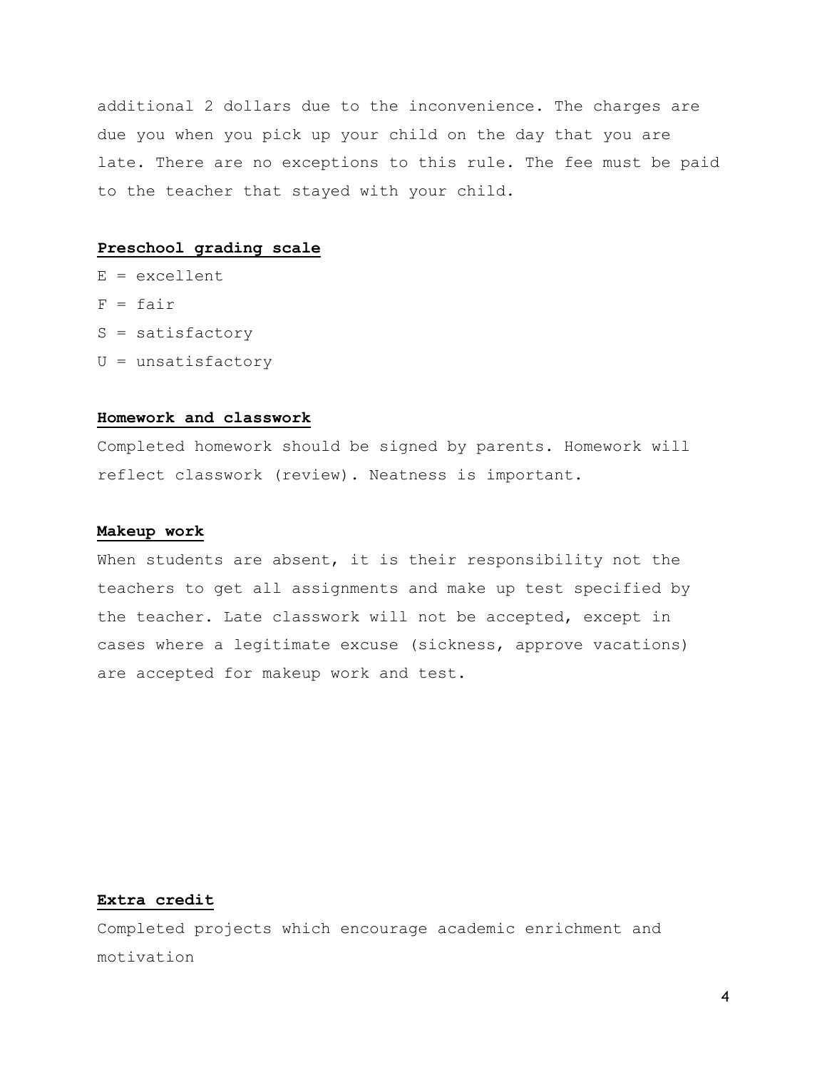additional 2 dollars due to the inconvenience. The charges are due you when you pick up your child on the day that you are late. There are no exceptions to this rule. The fee must be paid to the teacher that stayed with your child.

## Preschool grading scale

E = excellent

F = fair

S = satisfactory

U = unsatisfactory

## Homework and classwork

Completed homework should be signed by parents. Homework will reflect classwork (review). Neatness is important.

## Makeup work

When students are absent, it is their responsibility not the teachers to get all assignments and make up test specified by the teacher. Late classwork will not be accepted, except in cases where a legitimate excuse (sickness, approve vacations) are accepted for makeup work and test.

## Extra credit

Completed projects which encourage academic enrichment and motivation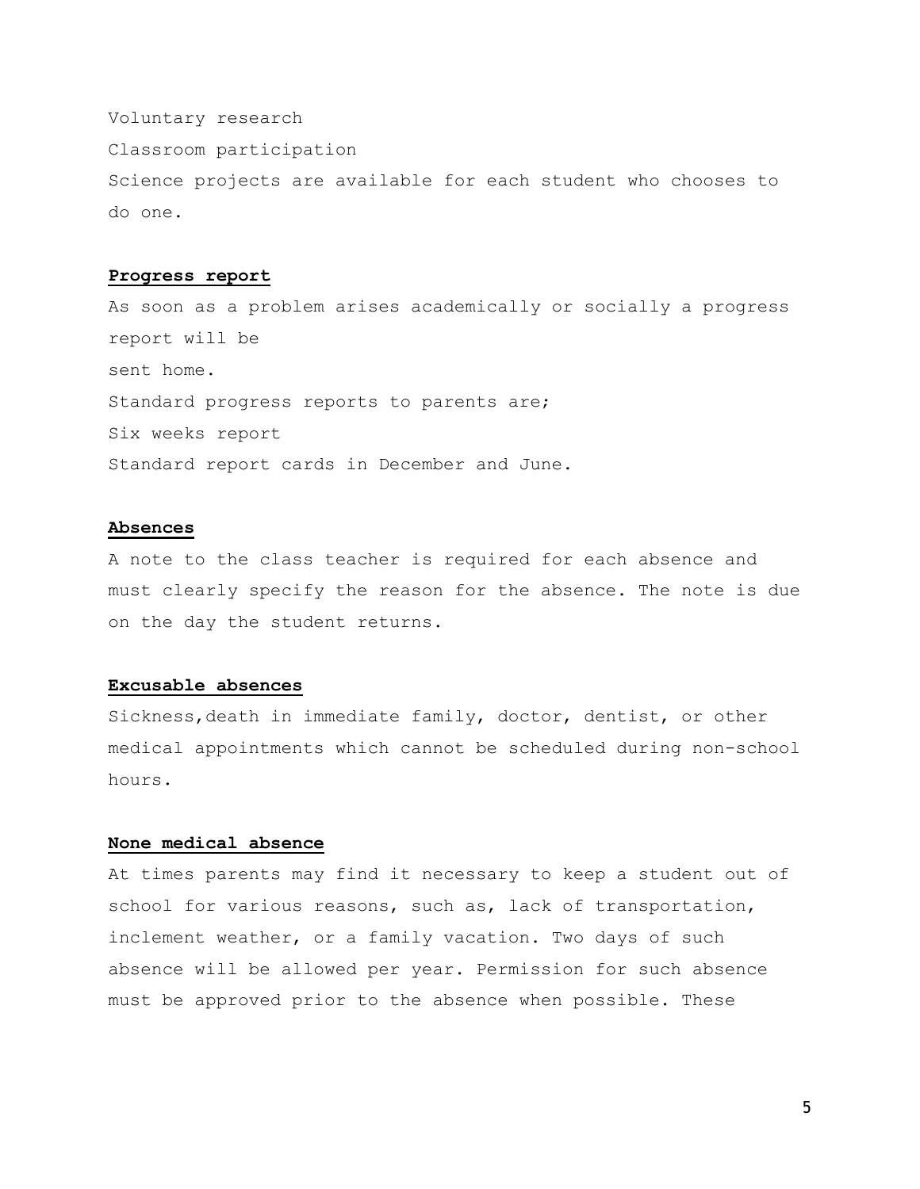Voluntary research

Classroom participation

Science projects are available for each student who chooses to do one.

**Progress report**

As soon as a problem arises academically or socially a progress report will be
sent home.

Standard progress reports to parents are;

Six weeks report

Standard report cards in December and June.

**Absences**

A note to the class teacher is required for each absence and must clearly specify the reason for the absence. The note is due on the day the student returns.

**Excusable absences**

Sickness,death in immediate family, doctor, dentist, or other medical appointments which cannot be scheduled during non-school hours.

**None medical absence**

At times parents may find it necessary to keep a student out of school for various reasons, such as, lack of transportation, inclement weather, or a family vacation. Two days of such absence will be allowed per year. Permission for such absence must be approved prior to the absence when possible. These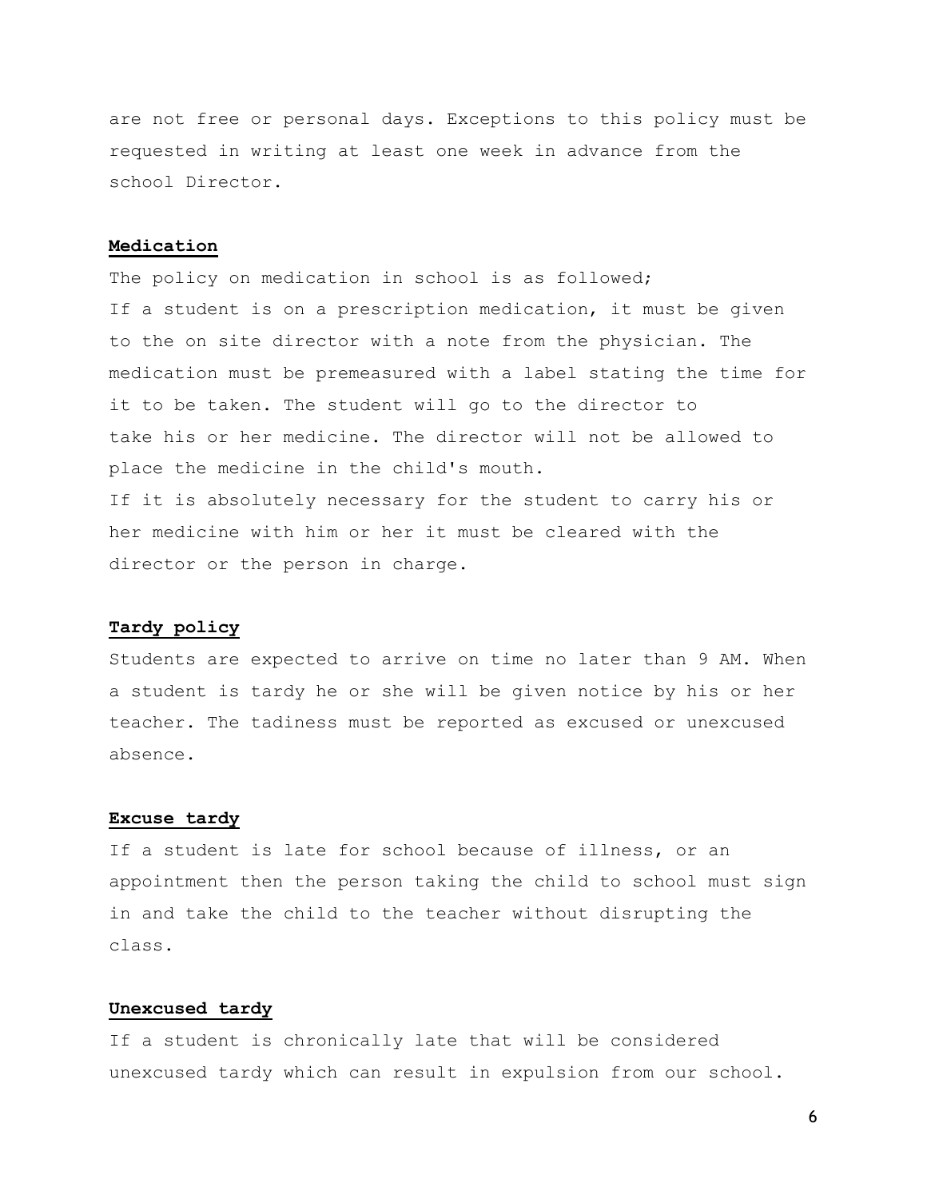are not free or personal days. Exceptions to this policy must be requested in writing at least one week in advance from the school Director.

**Medication**

The policy on medication in school is as followed;
If a student is on a prescription medication, it must be given to the on site director with a note from the physician. The medication must be premeasured with a label stating the time for it to be taken. The student will go to the director to take his or her medicine. The director will not be allowed to place the medicine in the child's mouth.
If it is absolutely necessary for the student to carry his or her medicine with him or her it must be cleared with the director or the person in charge.

**Tardy policy**

Students are expected to arrive on time no later than 9 AM. When a student is tardy he or she will be given notice by his or her teacher. The tadiness must be reported as excused or unexcused absence.

**Excuse tardy**

If a student is late for school because of illness, or an appointment then the person taking the child to school must sign in and take the child to the teacher without disrupting the class.

**Unexcused tardy**

If a student is chronically late that will be considered unexcused tardy which can result in expulsion from our school.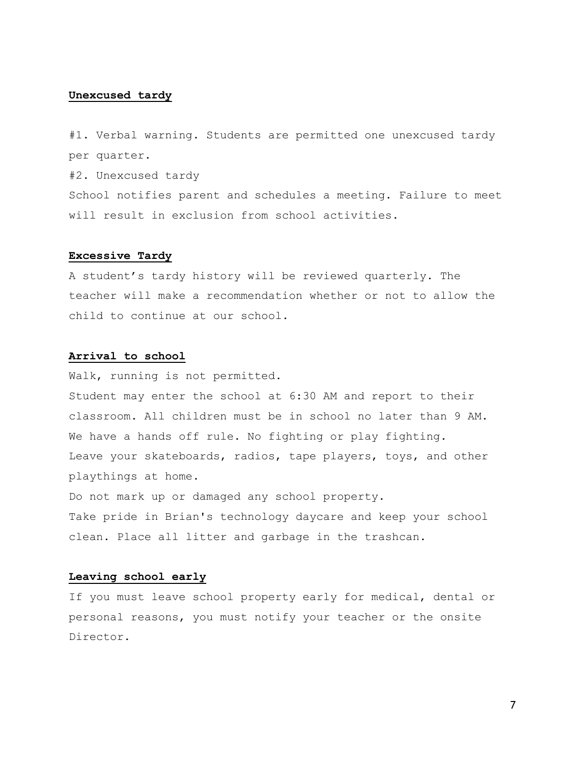**Unexcused tardy**

#1. Verbal warning. Students are permitted one unexcused tardy per quarter.

#2. Unexcused tardy

School notifies parent and schedules a meeting. Failure to meet will result in exclusion from school activities.

**Excessive Tardy**

A student’s tardy history will be reviewed quarterly. The teacher will make a recommendation whether or not to allow the child to continue at our school.

**Arrival to school**

Walk, running is not permitted.

Student may enter the school at 6:30 AM and report to their classroom. All children must be in school no later than 9 AM.

We have a hands off rule. No fighting or play fighting.

Leave your skateboards, radios, tape players, toys, and other playthings at home.

Do not mark up or damaged any school property.

Take pride in Brian's technology daycare and keep your school clean. Place all litter and garbage in the trashcan.

**Leaving school early**

If you must leave school property early for medical, dental or personal reasons, you must notify your teacher or the onsite Director.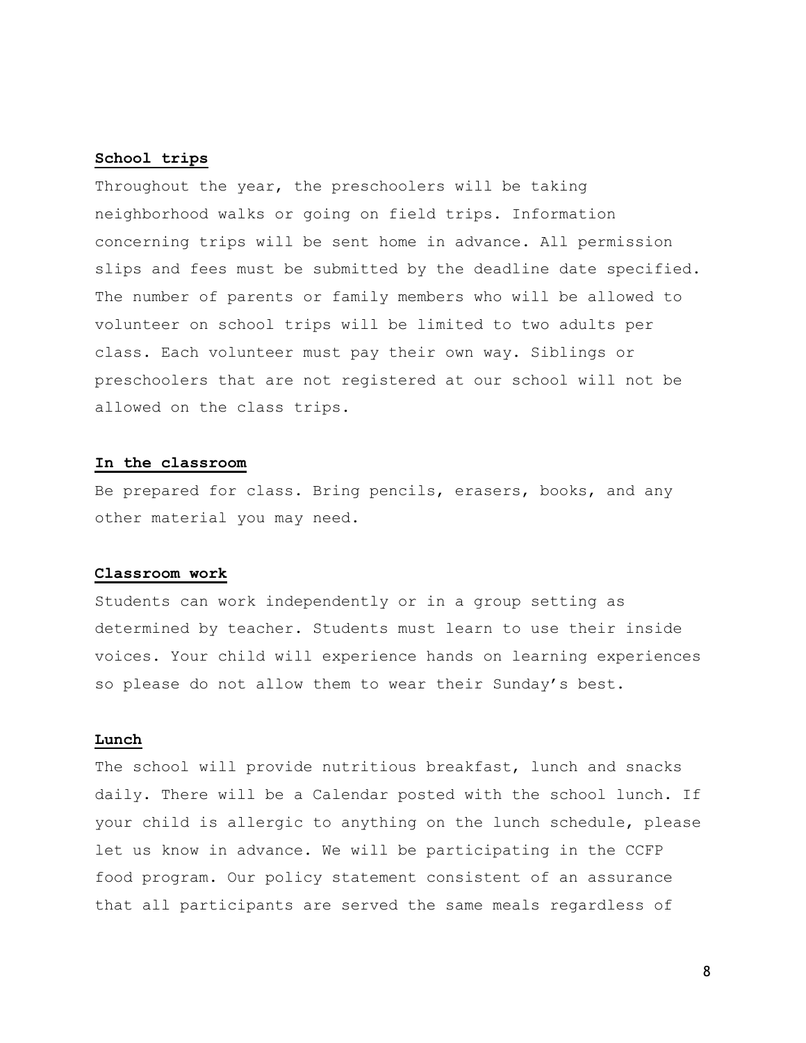**School trips**

Throughout the year, the preschoolers will be taking neighborhood walks or going on field trips. Information concerning trips will be sent home in advance. All permission slips and fees must be submitted by the deadline date specified. The number of parents or family members who will be allowed to volunteer on school trips will be limited to two adults per class. Each volunteer must pay their own way. Siblings or preschoolers that are not registered at our school will not be allowed on the class trips.

**In the classroom**

Be prepared for class. Bring pencils, erasers, books, and any other material you may need.

**Classroom work**

Students can work independently or in a group setting as determined by teacher. Students must learn to use their inside voices. Your child will experience hands on learning experiences so please do not allow them to wear their Sunday's best.

**Lunch**

The school will provide nutritious breakfast, lunch and snacks daily. There will be a Calendar posted with the school lunch. If your child is allergic to anything on the lunch schedule, please let us know in advance. We will be participating in the CCFP food program. Our policy statement consistent of an assurance that all participants are served the same meals regardless of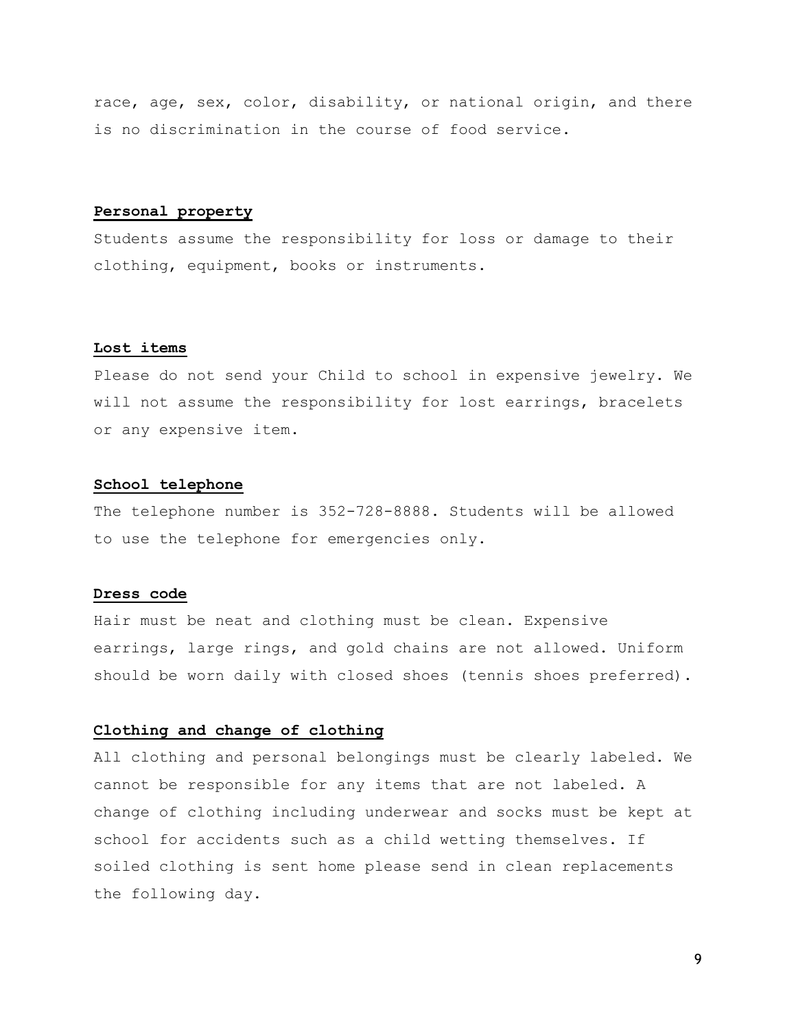race, age, sex, color, disability, or national origin, and there is no discrimination in the course of food service.

**Personal property**

Students assume the responsibility for loss or damage to their clothing, equipment, books or instruments.

**Lost items**

Please do not send your Child to school in expensive jewelry. We will not assume the responsibility for lost earrings, bracelets or any expensive item.

**School telephone**

The telephone number is 352-728-8888. Students will be allowed to use the telephone for emergencies only.

**Dress code**

Hair must be neat and clothing must be clean. Expensive earrings, large rings, and gold chains are not allowed. Uniform should be worn daily with closed shoes (tennis shoes preferred).

**Clothing and change of clothing**

All clothing and personal belongings must be clearly labeled. We cannot be responsible for any items that are not labeled. A change of clothing including underwear and socks must be kept at school for accidents such as a child wetting themselves. If soiled clothing is sent home please send in clean replacements the following day.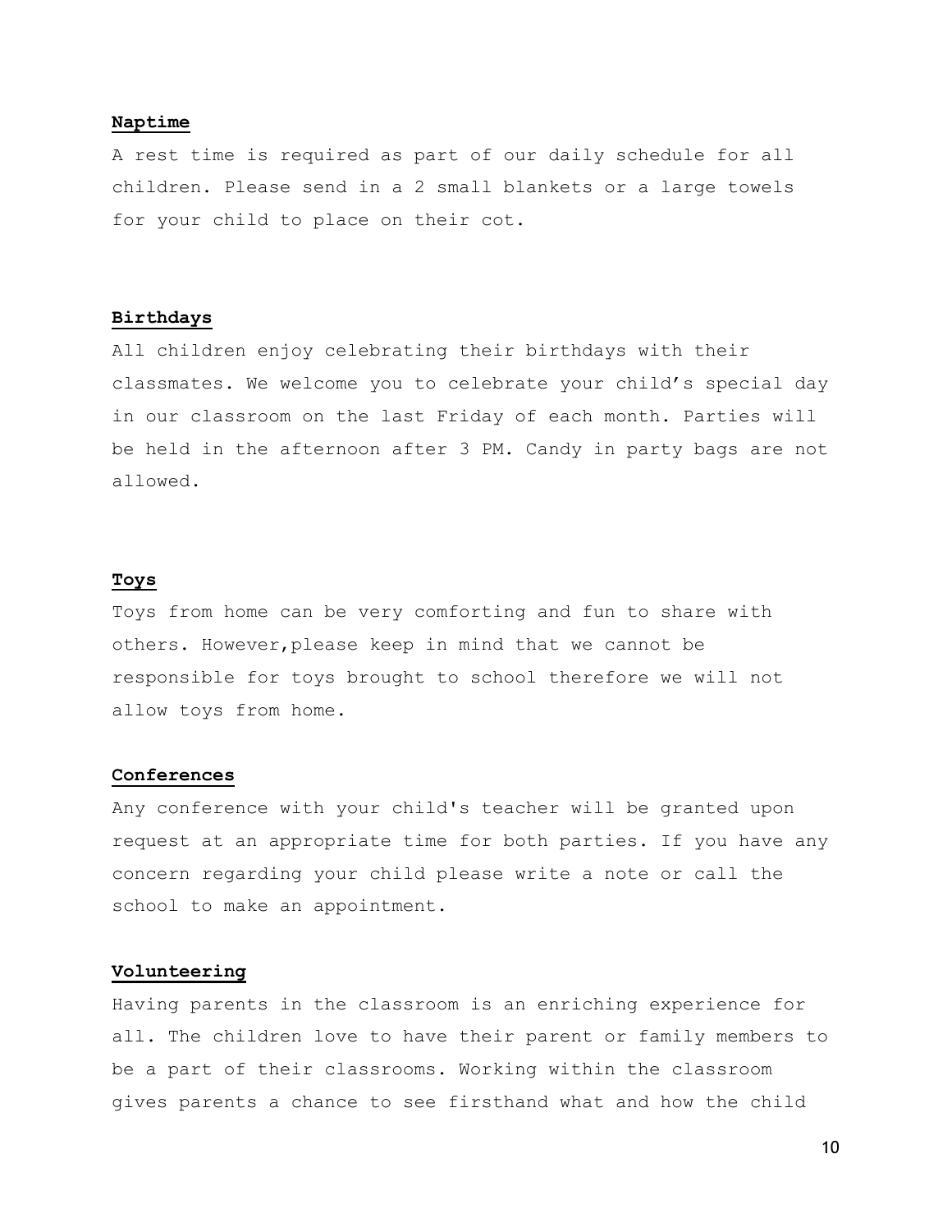**Naptime**

A rest time is required as part of our daily schedule for all children. Please send in a 2 small blankets or a large towels for your child to place on their cot.

**Birthdays**

All children enjoy celebrating their birthdays with their classmates. We welcome you to celebrate your child's special day in our classroom on the last Friday of each month. Parties will be held in the afternoon after 3 PM. Candy in party bags are not allowed.

**Toys**

Toys from home can be very comforting and fun to share with others. However,please keep in mind that we cannot be responsible for toys brought to school therefore we will not allow toys from home.

**Conferences**

Any conference with your child's teacher will be granted upon request at an appropriate time for both parties. If you have any concern regarding your child please write a note or call the school to make an appointment.

**Volunteering**

Having parents in the classroom is an enriching experience for all. The children love to have their parent or family members to be a part of their classrooms. Working within the classroom gives parents a chance to see firsthand what and how the child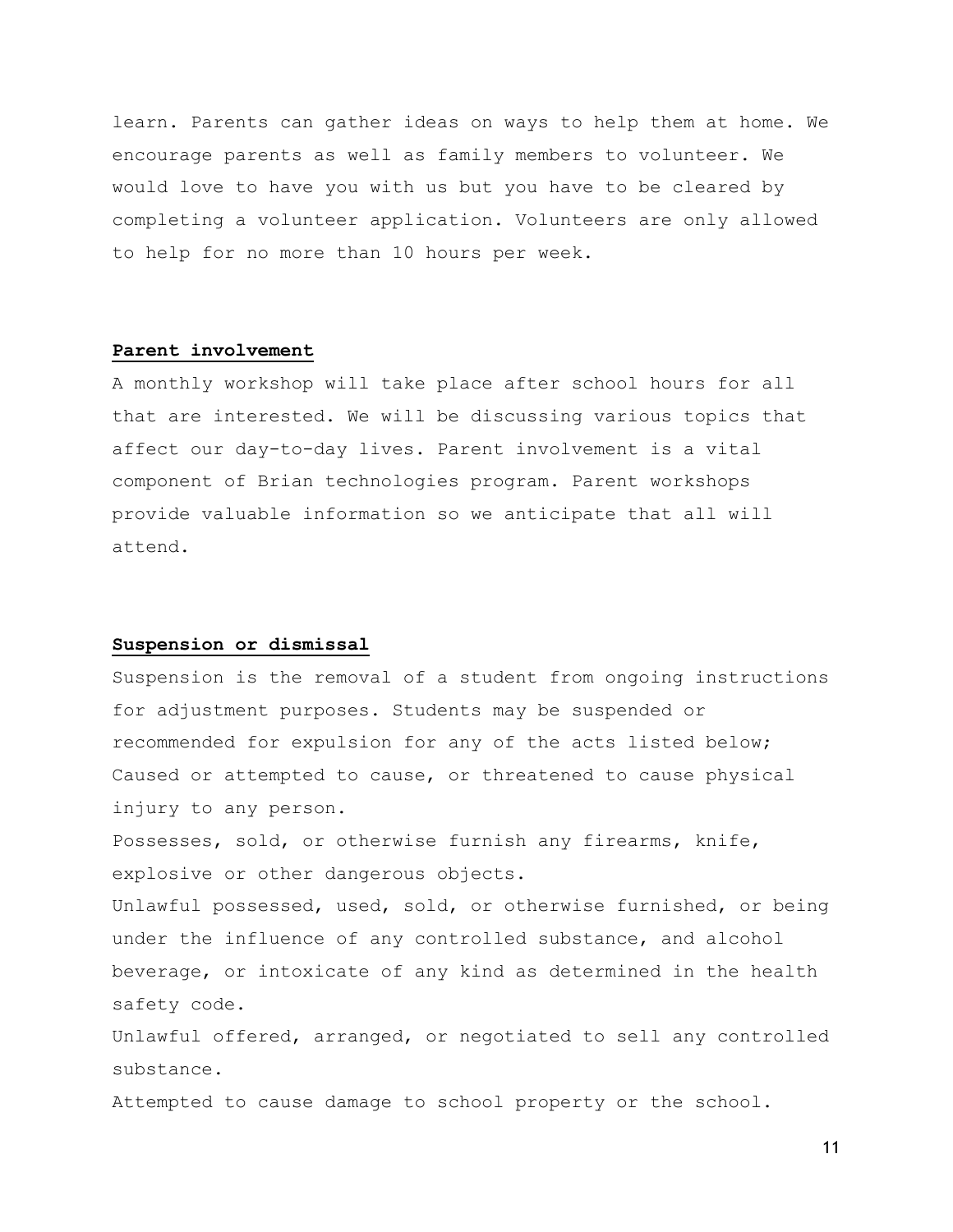learn. Parents can gather ideas on ways to help them at home. We encourage parents as well as family members to volunteer. We would love to have you with us but you have to be cleared by completing a volunteer application. Volunteers are only allowed to help for no more than 10 hours per week.

**Parent involvement**

A monthly workshop will take place after school hours for all that are interested. We will be discussing various topics that affect our day-to-day lives. Parent involvement is a vital component of Brian technologies program. Parent workshops provide valuable information so we anticipate that all will attend.

**Suspension or dismissal**

Suspension is the removal of a student from ongoing instructions for adjustment purposes. Students may be suspended or recommended for expulsion for any of the acts listed below;

Caused or attempted to cause, or threatened to cause physical injury to any person.

Possesses, sold, or otherwise furnish any firearms, knife, explosive or other dangerous objects.

Unlawful possessed, used, sold, or otherwise furnished, or being under the influence of any controlled substance, and alcohol beverage, or intoxicate of any kind as determined in the health safety code.

Unlawful offered, arranged, or negotiated to sell any controlled substance.

Attempted to cause damage to school property or the school.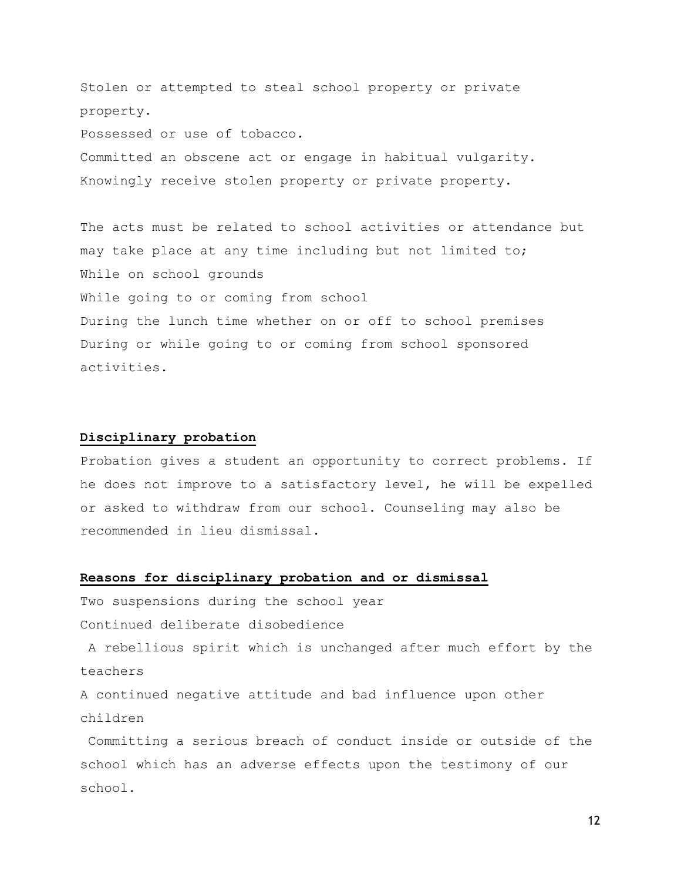Stolen or attempted to steal school property or private property.

Possessed or use of tobacco.

Committed an obscene act or engage in habitual vulgarity.

Knowingly receive stolen property or private property.

The acts must be related to school activities or attendance but may take place at any time including but not limited to;

While on school grounds

While going to or coming from school

During the lunch time whether on or off to school premises

During or while going to or coming from school sponsored activities.

## Disciplinary probation

Probation gives a student an opportunity to correct problems. If he does not improve to a satisfactory level, he will be expelled or asked to withdraw from our school. Counseling may also be recommended in lieu dismissal.

## Reasons for disciplinary probation and or dismissal

Two suspensions during the school year

Continued deliberate disobedience

A rebellious spirit which is unchanged after much effort by the teachers

A continued negative attitude and bad influence upon other children

Committing a serious breach of conduct inside or outside of the school which has an adverse effects upon the testimony of our school.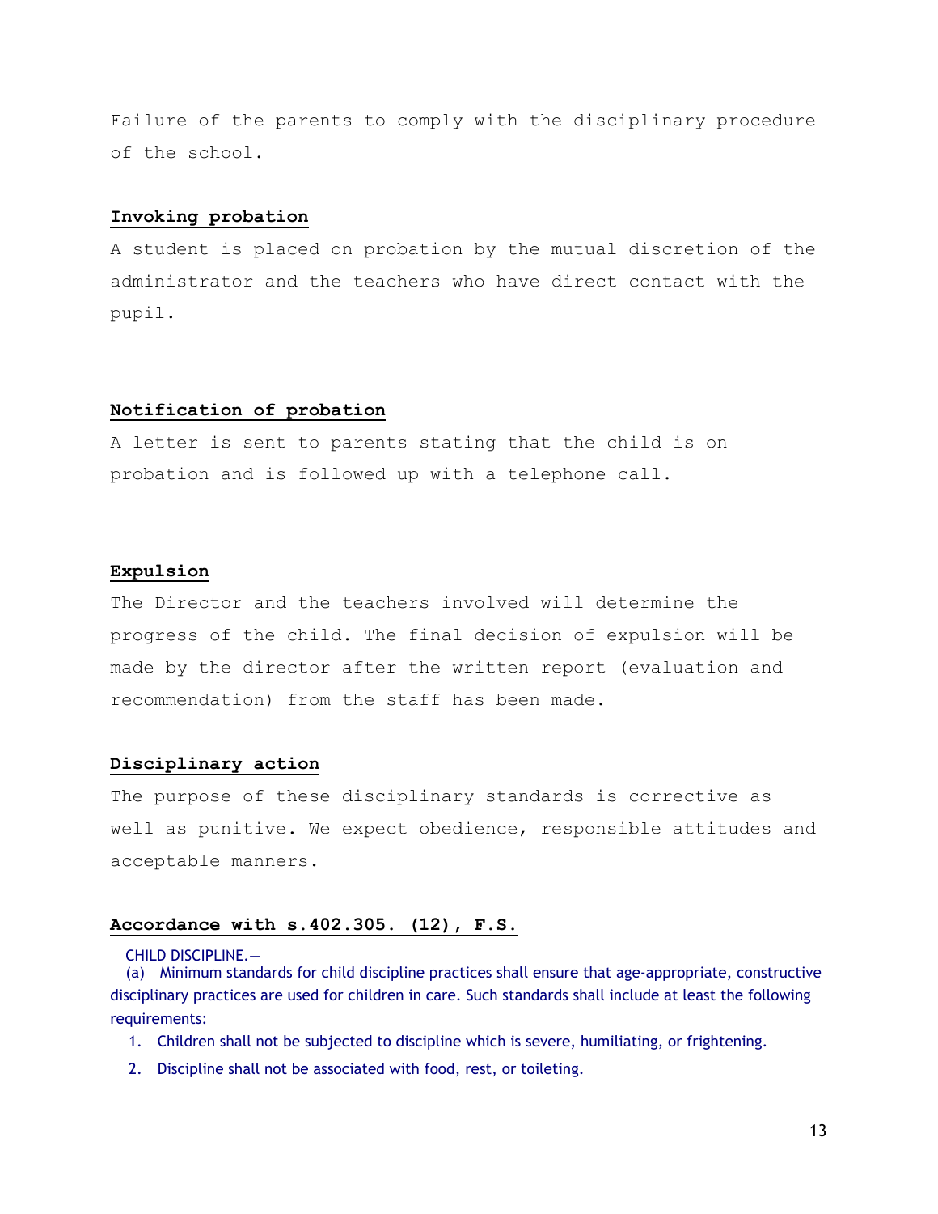Failure of the parents to comply with the disciplinary procedure of the school.

**Invoking probation**

A student is placed on probation by the mutual discretion of the administrator and the teachers who have direct contact with the pupil.

**Notification of probation**

A letter is sent to parents stating that the child is on probation and is followed up with a telephone call.

**Expulsion**

The Director and the teachers involved will determine the progress of the child. The final decision of expulsion will be made by the director after the written report (evaluation and recommendation) from the staff has been made.

**Disciplinary action**

The purpose of these disciplinary standards is corrective as well as punitive. We expect obedience, responsible attitudes and acceptable manners.

**Accordance with s.402.305. (12), F.S.**

CHILD DISCIPLINE.—

(a) Minimum standards for child discipline practices shall ensure that age-appropriate, constructive disciplinary practices are used for children in care. Such standards shall include at least the following requirements:

1. Children shall not be subjected to discipline which is severe, humiliating, or frightening.
2. Discipline shall not be associated with food, rest, or toileting.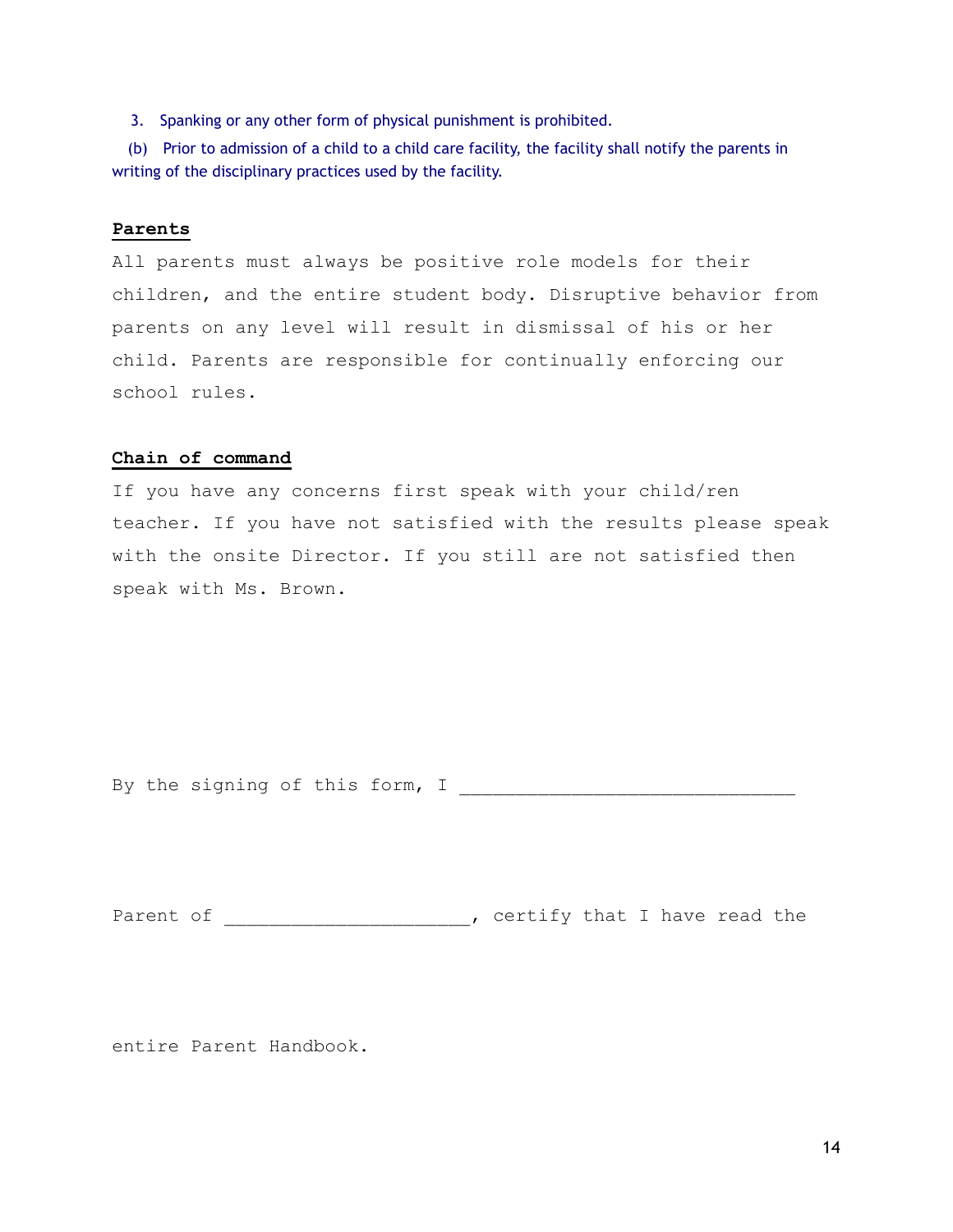3. Spanking or any other form of physical punishment is prohibited.

(b) Prior to admission of a child to a child care facility, the facility shall notify the parents in writing of the disciplinary practices used by the facility.

## Parents

All parents must always be positive role models for their children, and the entire student body. Disruptive behavior from parents on any level will result in dismissal of his or her child. Parents are responsible for continually enforcing our school rules.

## Chain of command

If you have any concerns first speak with your child/ren teacher. If you have not satisfied with the results please speak with the onsite Director. If you still are not satisfied then speak with Ms. Brown.

By the signing of this form, I ______________________________

Parent of ______________________, certify that I have read the

entire Parent Handbook.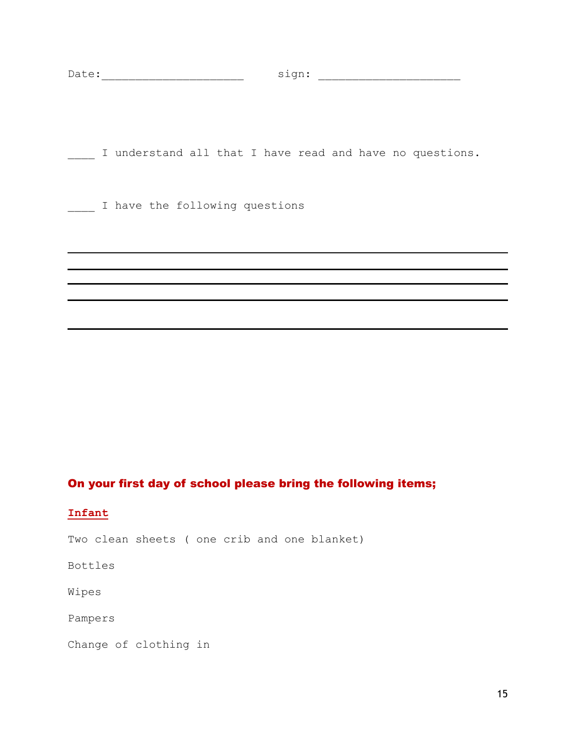Date:____________________     sign: ____________________

____ I understand all that I have read and have no questions.

____ I have the following questions

________________________________________________________________________

________________________________________________________________________

________________________________________________________________________

________________________________________________________________________

________________________________________________________________________

**On your first day of school please bring the following items;**

**Infant**

Two clean sheets ( one crib and one blanket)

Bottles

Wipes

Pampers

Change of clothing in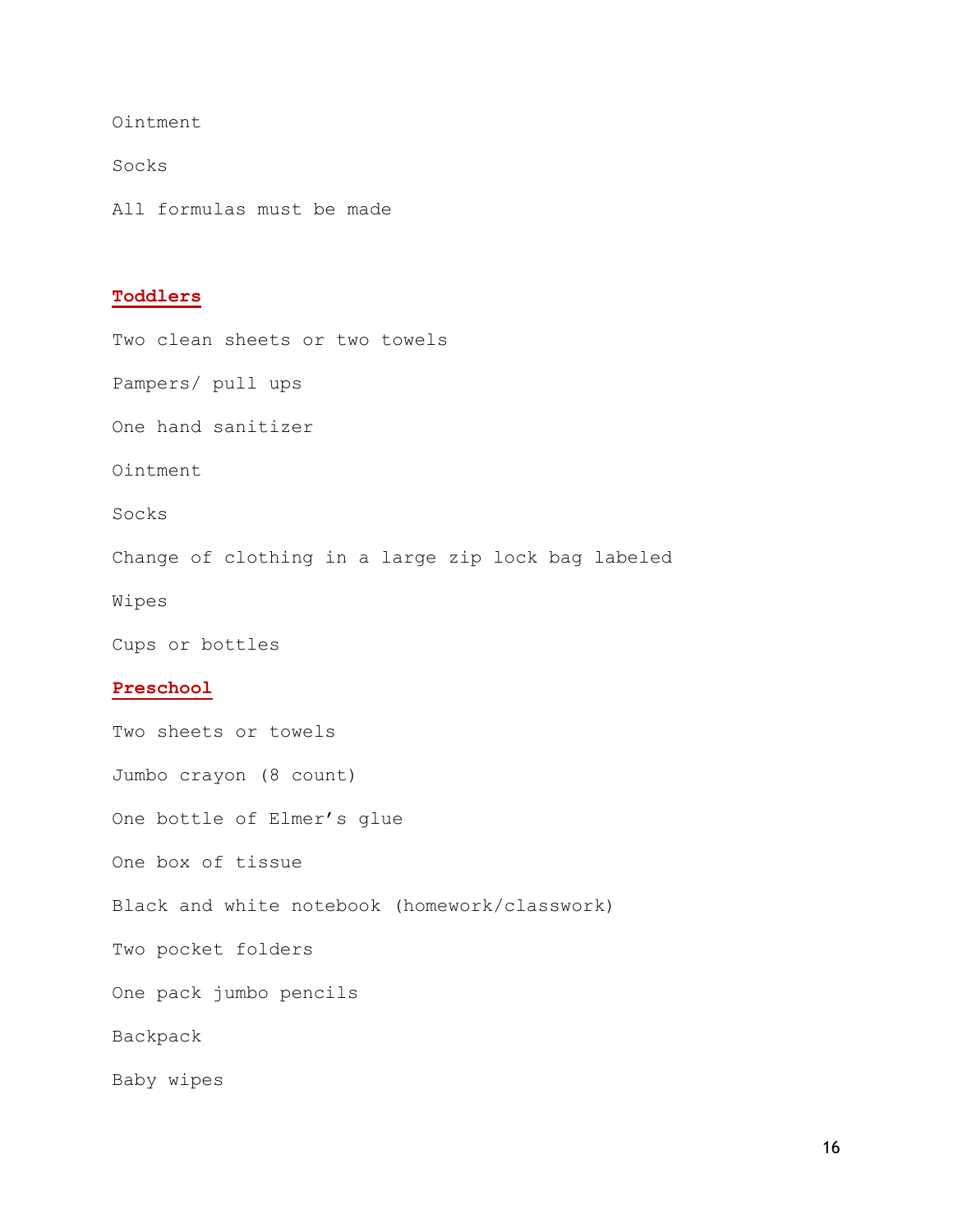Ointment

Socks

All formulas must be made

## **Toddlers**

Two clean sheets or two towels

Pampers/ pull ups

One hand sanitizer

Ointment

Socks

Change of clothing in a large zip lock bag labeled

Wipes

Cups or bottles

## **Preschool**

Two sheets or towels

Jumbo crayon (8 count)

One bottle of Elmer's glue

One box of tissue

Black and white notebook (homework/classwork)

Two pocket folders

One pack jumbo pencils

Backpack

Baby wipes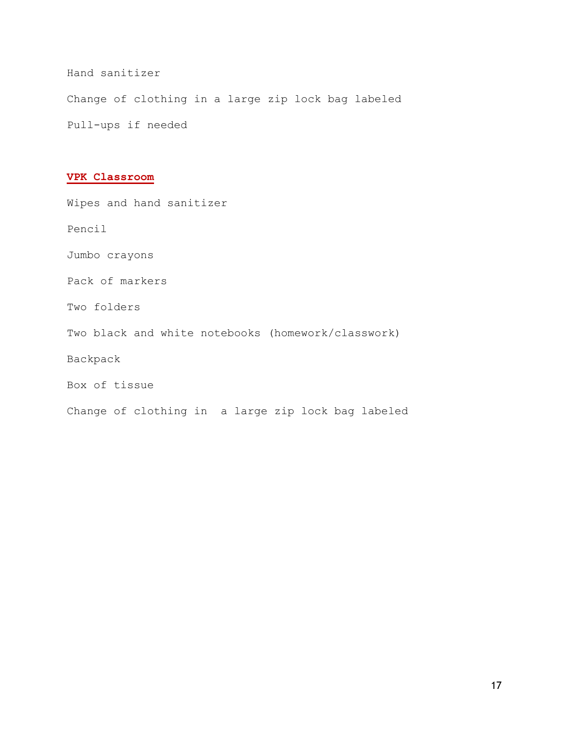Hand sanitizer

Change of clothing in a large zip lock bag labeled

Pull-ups if needed

## VPK Classroom

Wipes and hand sanitizer

Pencil

Jumbo crayons

Pack of markers

Two folders

Two black and white notebooks (homework/classwork)

Backpack

Box of tissue

Change of clothing in a large zip lock bag labeled